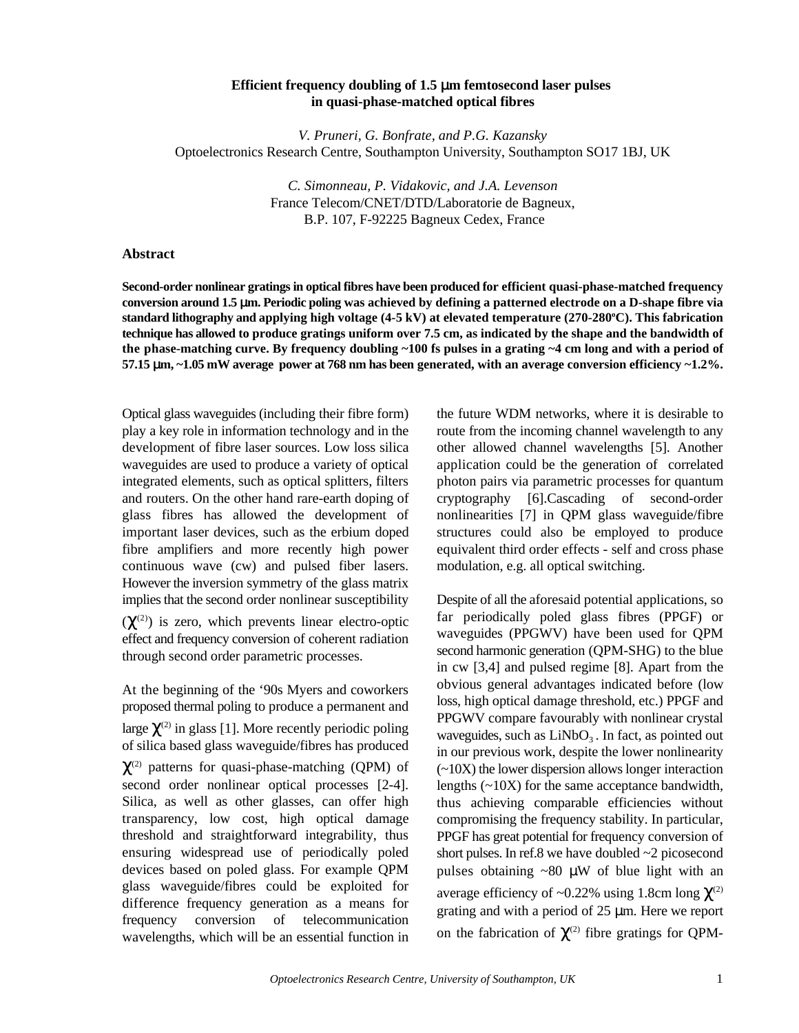# Efficient frequency doubling of 1.5 μm femtosecond laser pulses in quasi-phase-matched optical fibres

*V. Pruneri, G. Bonfrate, and P.G. Kazansky*
Optoelectronics Research Centre, Southampton University, Southampton SO17 1BJ, UK

*C. Simonneau, P. Vidakovic, and J.A. Levenson*
France Telecom/CNET/DTD/Laboratorie de Bagneux,
B.P. 107, F-92225 Bagneux Cedex, France

## Abstract

**Second-order nonlinear gratings in optical fibres have been produced for efficient quasi-phase-matched frequency conversion around 1.5 μm. Periodic poling was achieved by defining a patterned electrode on a D-shape fibre via standard lithography and applying high voltage (4-5 kV) at elevated temperature (270-280ºC). This fabrication technique has allowed to produce gratings uniform over 7.5 cm, as indicated by the shape and the bandwidth of the phase-matching curve. By frequency doubling ~100 fs pulses in a grating ~4 cm long and with a period of 57.15 μm, ~1.05 mW average power at 768 nm has been generated, with an average conversion efficiency ~1.2%.**

Optical glass waveguides (including their fibre form) play a key role in information technology and in the development of fibre laser sources. Low loss silica waveguides are used to produce a variety of optical integrated elements, such as optical splitters, filters and routers. On the other hand rare-earth doping of glass fibres has allowed the development of important laser devices, such as the erbium doped fibre amplifiers and more recently high power continuous wave (cw) and pulsed fiber lasers. However the inversion symmetry of the glass matrix implies that the second order nonlinear susceptibility ($\chi^{(2)}$) is zero, which prevents linear electro-optic effect and frequency conversion of coherent radiation through second order parametric processes.

At the beginning of the '90s Myers and coworkers proposed thermal poling to produce a permanent and large $\chi^{(2)}$ in glass [1]. More recently periodic poling of silica based glass waveguide/fibres has produced $\chi^{(2)}$ patterns for quasi-phase-matching (QPM) of second order nonlinear optical processes [2-4]. Silica, as well as other glasses, can offer high transparency, low cost, high optical damage threshold and straightforward integrability, thus ensuring widespread use of periodically poled devices based on poled glass. For example QPM glass waveguide/fibres could be exploited for difference frequency generation as a means for frequency conversion of telecommunication wavelengths, which will be an essential function in the future WDM networks, where it is desirable to route from the incoming channel wavelength to any other allowed channel wavelengths [5]. Another application could be the generation of correlated photon pairs via parametric processes for quantum cryptography [6].Cascading of second-order nonlinearities [7] in QPM glass waveguide/fibre structures could also be employed to produce equivalent third order effects - self and cross phase modulation, e.g. all optical switching.

Despite of all the aforesaid potential applications, so far periodically poled glass fibres (PPGF) or waveguides (PPGWV) have been used for QPM second harmonic generation (QPM-SHG) to the blue in cw [3,4] and pulsed regime [8]. Apart from the obvious general advantages indicated before (low loss, high optical damage threshold, etc.) PPGF and PPGWV compare favourably with nonlinear crystal waveguides, such as $LiNbO_3$. In fact, as pointed out in our previous work, despite the lower nonlinearity (~10X) the lower dispersion allows longer interaction lengths (~10X) for the same acceptance bandwidth, thus achieving comparable efficiencies without compromising the frequency stability. In particular, PPGF has great potential for frequency conversion of short pulses. In ref.8 we have doubled ~2 picosecond pulses obtaining ~80 μW of blue light with an average efficiency of ~0.22% using 1.8cm long $\chi^{(2)}$ grating and with a period of 25 μm. Here we report on the fabrication of $\chi^{(2)}$ fibre gratings for QPM-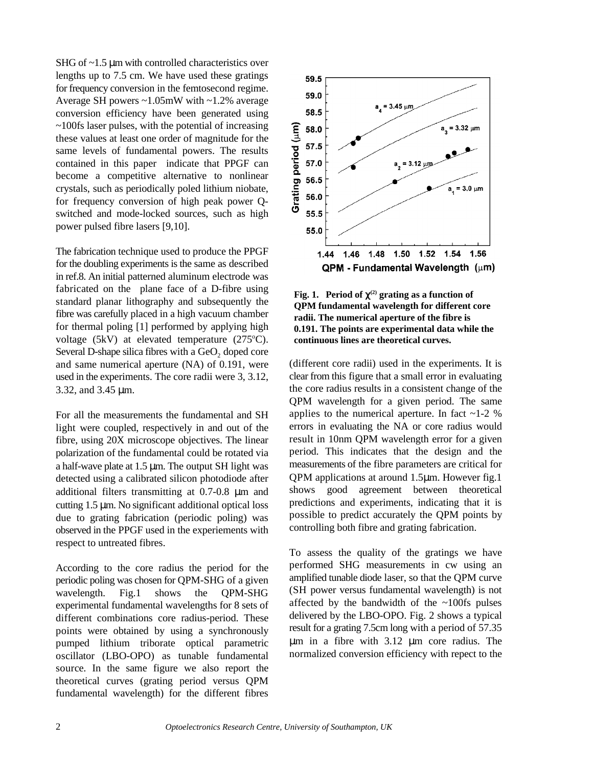SHG of ~1.5 μm with controlled characteristics over lengths up to 7.5 cm. We have used these gratings for frequency conversion in the femtosecond regime. Average SH powers ~1.05mW with ~1.2% average conversion efficiency have been generated using ~100fs laser pulses, with the potential of increasing these values at least one order of magnitude for the same levels of fundamental powers. The results contained in this paper indicate that PPGF can become a competitive alternative to nonlinear crystals, such as periodically poled lithium niobate, for frequency conversion of high peak power Q-switched and mode-locked sources, such as high power pulsed fibre lasers [9,10].

The fabrication technique used to produce the PPGF for the doubling experiments is the same as described in ref.8. An initial patterned aluminum electrode was fabricated on the plane face of a D-fibre using standard planar lithography and subsequently the fibre was carefully placed in a high vacuum chamber for thermal poling [1] performed by applying high voltage (5kV) at elevated temperature (275°C). Several D-shape silica fibres with a $GeO_2$ doped core and same numerical aperture (NA) of 0.191, were used in the experiments. The core radii were 3, 3.12, 3.32, and 3.45 μm.

For all the measurements the fundamental and SH light were coupled, respectively in and out of the fibre, using 20X microscope objectives. The linear polarization of the fundamental could be rotated via a half-wave plate at 1.5 μm. The output SH light was detected using a calibrated silicon photodiode after additional filters transmitting at 0.7-0.8 μm and cutting 1.5 μm. No significant additional optical loss due to grating fabrication (periodic poling) was observed in the PPGF used in the experiements with respect to untreated fibres.

According to the core radius the period for the periodic poling was chosen for QPM-SHG of a given wavelength. Fig.1 shows the QPM-SHG experimental fundamental wavelengths for 8 sets of different combinations core radius-period. These points were obtained by using a synchronously pumped lithium triborate optical parametric oscillator (LBO-OPO) as tunable fundamental source. In the same figure we also report the theoretical curves (grating period versus QPM fundamental wavelength) for the different fibres (different core radii) used in the experiments. It is clear from this figure that a small error in evaluating the core radius results in a consistent change of the QPM wavelength for a given period. The same applies to the numerical aperture. In fact ~1-2 % errors in evaluating the NA or core radius would result in 10nm QPM wavelength error for a given period. This indicates that the design and the measurements of the fibre parameters are critical for QPM applications at around 1.5μm. However fig.1 shows good agreement between theoretical predictions and experiments, indicating that it is possible to predict accurately the QPM points by controlling both fibre and grating fabrication.

**Fig. 1. Period of $\chi^{(2)}$ grating as a function of QPM fundamental wavelength for different core radii. The numerical aperture of the fibre is 0.191. The points are experimental data while the continuous lines are theoretical curves.**

To assess the quality of the gratings we have performed SHG measurements in cw using an amplified tunable diode laser, so that the QPM curve (SH power versus fundamental wavelength) is not affected by the bandwidth of the ~100fs pulses delivered by the LBO-OPO. Fig. 2 shows a typical result for a grating 7.5cm long with a period of 57.35 μm in a fibre with 3.12 μm core radius. The normalized conversion efficiency with repect to the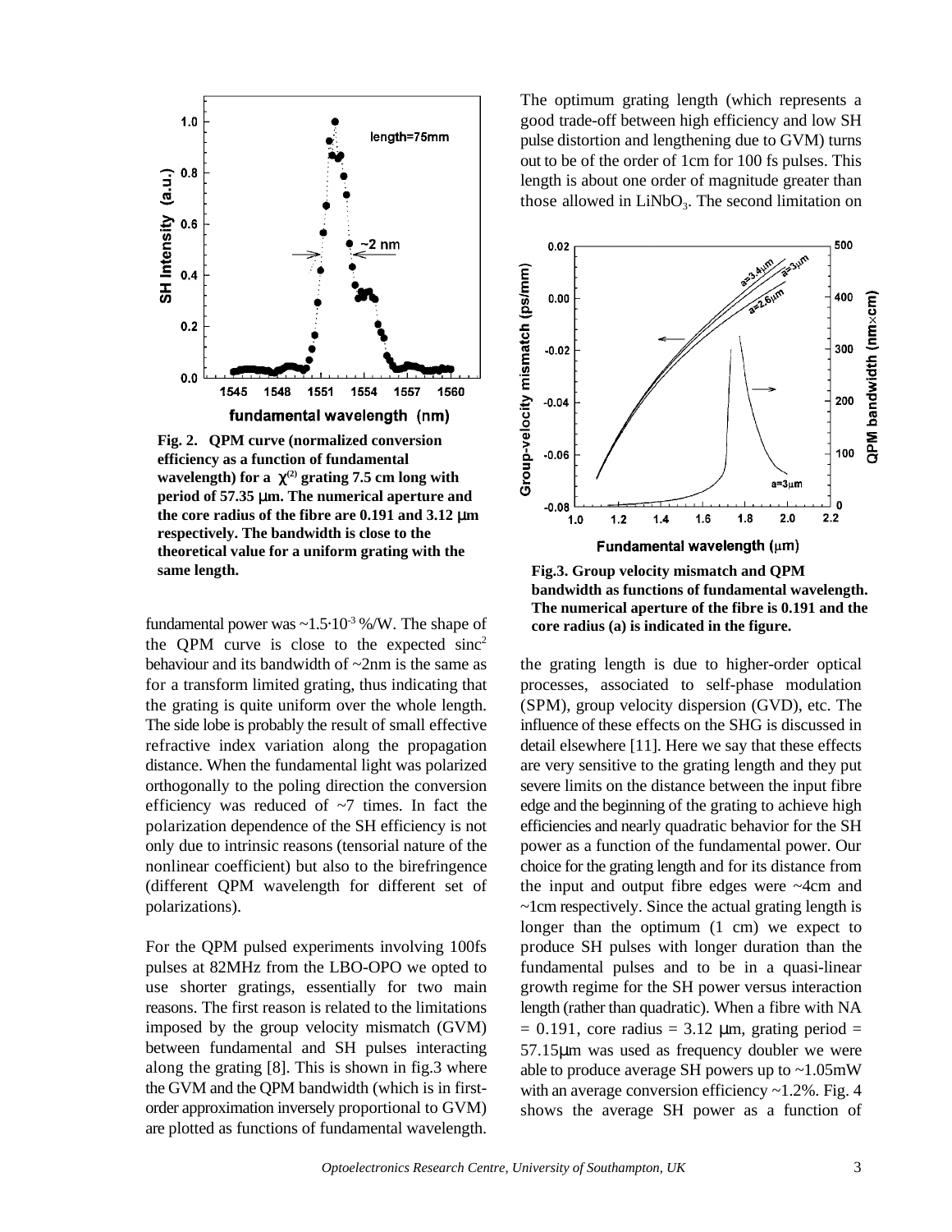**Fig. 2. QPM curve (normalized conversion efficiency as a function of fundamental wavelength) for a $\chi^{(2)}$ grating 7.5 cm long with period of 57.35 μm. The numerical aperture and the core radius of the fibre are 0.191 and 3.12 μm respectively. The bandwidth is close to the theoretical value for a uniform grating with the same length.**

fundamental power was ~$1.5 \cdot 10^{-3}$ %/W. The shape of the QPM curve is close to the expected $\text{sinc}^2$ behaviour and its bandwidth of ~2nm is the same as for a transform limited grating, thus indicating that the grating is quite uniform over the whole length. The side lobe is probably the result of small effective refractive index variation along the propagation distance. When the fundamental light was polarized orthogonally to the poling direction the conversion efficiency was reduced of ~7 times. In fact the polarization dependence of the SH efficiency is not only due to intrinsic reasons (tensorial nature of the nonlinear coefficient) but also to the birefringence (different QPM wavelength for different set of polarizations).

For the QPM pulsed experiments involving 100fs pulses at 82MHz from the LBO-OPO we opted to use shorter gratings, essentially for two main reasons. The first reason is related to the limitations imposed by the group velocity mismatch (GVM) between fundamental and SH pulses interacting along the grating [8]. This is shown in fig.3 where the GVM and the QPM bandwidth (which is in first-order approximation inversely proportional to GVM) are plotted as functions of fundamental wavelength. The optimum grating length (which represents a good trade-off between high efficiency and low SH pulse distortion and lengthening due to GVM) turns out to be of the order of 1cm for 100 fs pulses. This length is about one order of magnitude greater than those allowed in $LiNbO_3$. The second limitation on

**Fig.3. Group velocity mismatch and QPM bandwidth as functions of fundamental wavelength. The numerical aperture of the fibre is 0.191 and the core radius (a) is indicated in the figure.**

the grating length is due to higher-order optical processes, associated to self-phase modulation (SPM), group velocity dispersion (GVD), etc. The influence of these effects on the SHG is discussed in detail elsewhere [11]. Here we say that these effects are very sensitive to the grating length and they put severe limits on the distance between the input fibre edge and the beginning of the grating to achieve high efficiencies and nearly quadratic behavior for the SH power as a function of the fundamental power. Our choice for the grating length and for its distance from the input and output fibre edges were ~4cm and ~1cm respectively. Since the actual grating length is longer than the optimum (1 cm) we expect to produce SH pulses with longer duration than the fundamental pulses and to be in a quasi-linear growth regime for the SH power versus interaction length (rather than quadratic). When a fibre with NA = 0.191, core radius = 3.12 μm, grating period = 57.15μm was used as frequency doubler we were able to produce average SH powers up to ~1.05mW with an average conversion efficiency ~1.2%. Fig. 4 shows the average SH power as a function of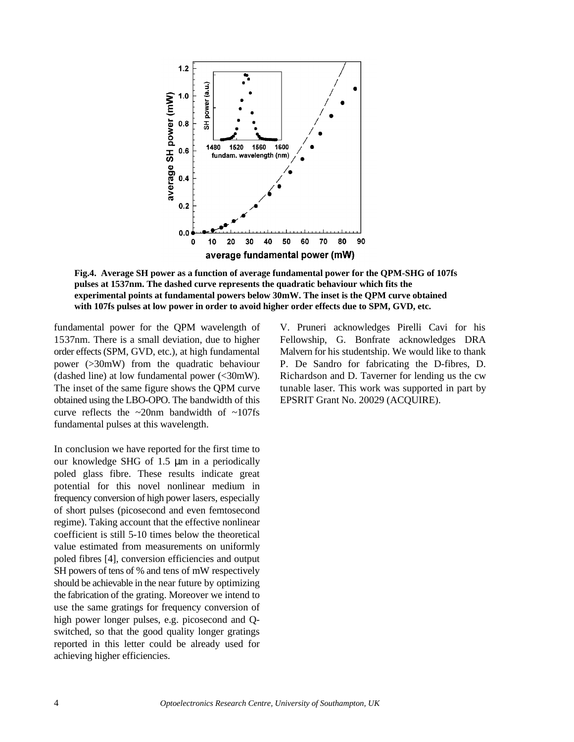**Fig.4. Average SH power as a function of average fundamental power for the QPM-SHG of 107fs pulses at 1537nm. The dashed curve represents the quadratic behaviour which fits the experimental points at fundamental powers below 30mW. The inset is the QPM curve obtained with 107fs pulses at low power in order to avoid higher order effects due to SPM, GVD, etc.**

fundamental power for the QPM wavelength of 1537nm. There is a small deviation, due to higher order effects (SPM, GVD, etc.), at high fundamental power (>30mW) from the quadratic behaviour (dashed line) at low fundamental power (<30mW). The inset of the same figure shows the QPM curve obtained using the LBO-OPO. The bandwidth of this curve reflects the ~20nm bandwidth of ~107fs fundamental pulses at this wavelength.

In conclusion we have reported for the first time to our knowledge SHG of 1.5 μm in a periodically poled glass fibre. These results indicate great potential for this novel nonlinear medium in frequency conversion of high power lasers, especially of short pulses (picosecond and even femtosecond regime). Taking account that the effective nonlinear coefficient is still 5-10 times below the theoretical value estimated from measurements on uniformly poled fibres [4], conversion efficiencies and output SH powers of tens of % and tens of mW respectively should be achievable in the near future by optimizing the fabrication of the grating. Moreover we intend to use the same gratings for frequency conversion of high power longer pulses, e.g. picosecond and Q-switched, so that the good quality longer gratings reported in this letter could be already used for achieving higher efficiencies.

V. Pruneri acknowledges Pirelli Cavi for his Fellowship, G. Bonfrate acknowledges DRA Malvern for his studentship. We would like to thank P. De Sandro for fabricating the D-fibres, D. Richardson and D. Taverner for lending us the cw tunable laser. This work was supported in part by EPSRIT Grant No. 20029 (ACQUIRE).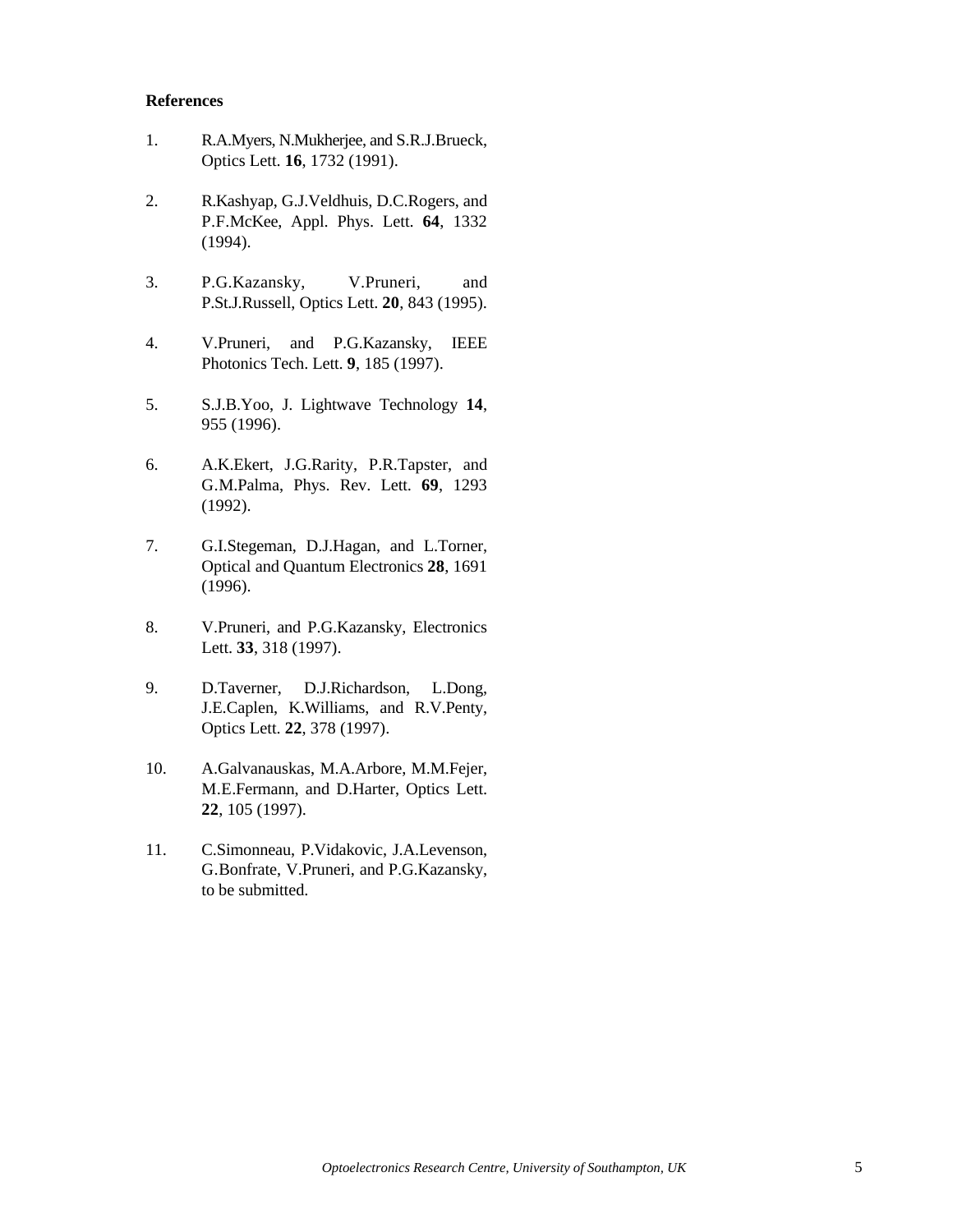**References**

1. R.A.Myers, N.Mukherjee, and S.R.J.Brueck, Optics Lett. **16**, 1732 (1991).

2. R.Kashyap, G.J.Veldhuis, D.C.Rogers, and P.F.McKee, Appl. Phys. Lett. **64**, 1332 (1994).

3. P.G.Kazansky, V.Pruneri, and P.St.J.Russell, Optics Lett. **20**, 843 (1995).

4. V.Pruneri, and P.G.Kazansky, IEEE Photonics Tech. Lett. **9**, 185 (1997).

5. S.J.B.Yoo, J. Lightwave Technology **14**, 955 (1996).

6. A.K.Ekert, J.G.Rarity, P.R.Tapster, and G.M.Palma, Phys. Rev. Lett. **69**, 1293 (1992).

7. G.I.Stegeman, D.J.Hagan, and L.Torner, Optical and Quantum Electronics **28**, 1691 (1996).

8. V.Pruneri, and P.G.Kazansky, Electronics Lett. **33**, 318 (1997).

9. D.Taverner, D.J.Richardson, L.Dong, J.E.Caplen, K.Williams, and R.V.Penty, Optics Lett. **22**, 378 (1997).

10. A.Galvanauskas, M.A.Arbore, M.M.Fejer, M.E.Fermann, and D.Harter, Optics Lett. **22**, 105 (1997).

11. C.Simonneau, P.Vidakovic, J.A.Levenson, G.Bonfrate, V.Pruneri, and P.G.Kazansky, to be submitted.